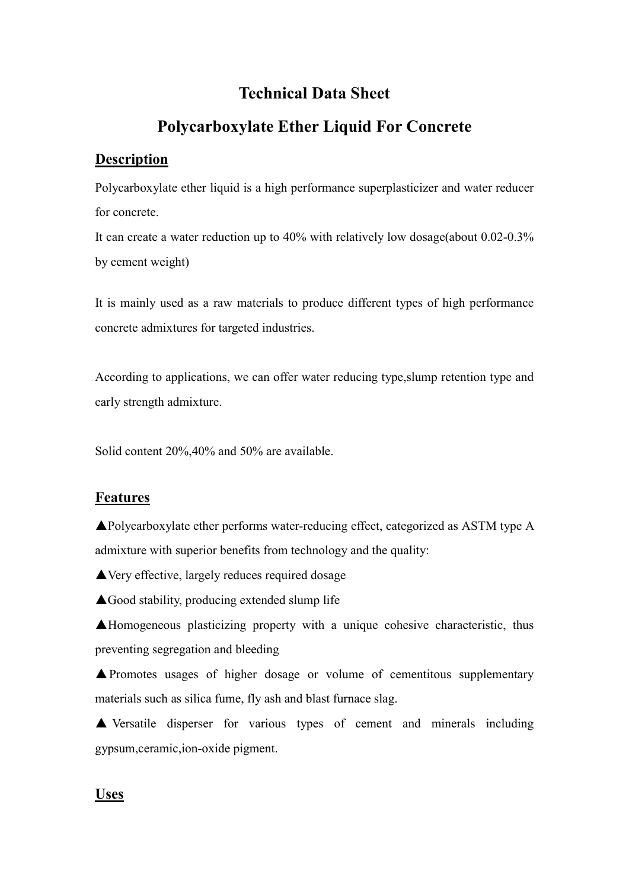# Technical Data Sheet

# Polycarboxylate Ether Liquid For Concrete

## Description

Polycarboxylate ether liquid is a high performance superplasticizer and water reducer for concrete.

It can create a water reduction up to 40% with relatively low dosage(about 0.02-0.3% by cement weight)

It is mainly used as a raw materials to produce different types of high performance concrete admixtures for targeted industries.

According to applications, we can offer water reducing type,slump retention type and early strength admixture.

Solid content 20%,40% and 50% are available.

## Features

▲Polycarboxylate ether performs water-reducing effect, categorized as ASTM type A admixture with superior benefits from technology and the quality:

▲Very effective, largely reduces required dosage

▲Good stability, producing extended slump life

▲Homogeneous plasticizing property with a unique cohesive characteristic, thus preventing segregation and bleeding

▲Promotes usages of higher dosage or volume of cementitous supplementary materials such as silica fume, fly ash and blast furnace slag.

▲ Versatile disperser for various types of cement and minerals including gypsum,ceramic,ion-oxide pigment.

## Uses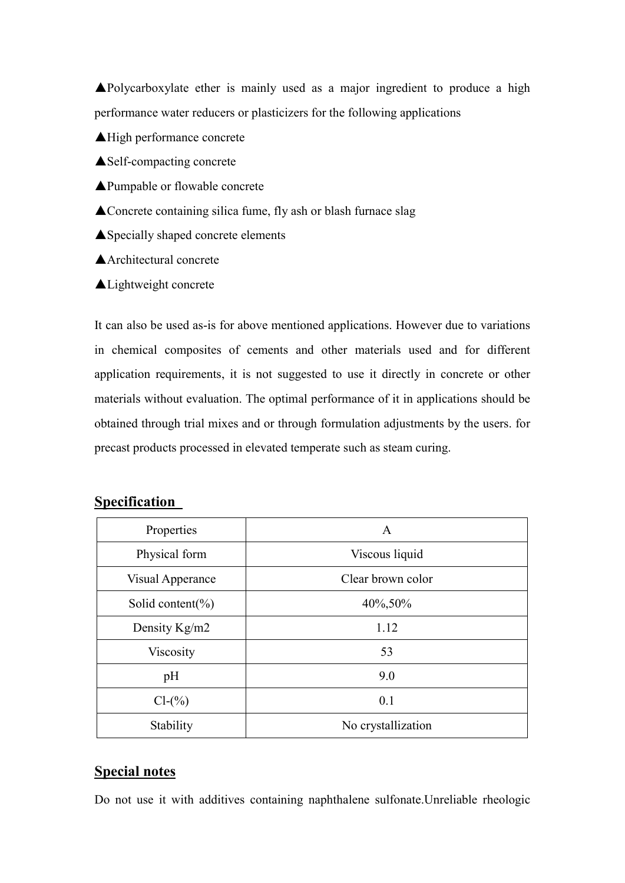▲Polycarboxylate ether is mainly used as a major ingredient to produce a high performance water reducers or plasticizers for the following applications

▲High performance concrete

▲Self-compacting concrete

▲Pumpable or flowable concrete

▲Concrete containing silica fume, fly ash or blash furnace slag

▲Specially shaped concrete elements

▲Architectural concrete

▲Lightweight concrete

It can also be used as-is for above mentioned applications. However due to variations in chemical composites of cements and other materials used and for different application requirements, it is not suggested to use it directly in concrete or other materials without evaluation. The optimal performance of it in applications should be obtained through trial mixes and or through formulation adjustments by the users. for precast products processed in elevated temperate such as steam curing.

## Specification

| Properties | A |
|---|---|
| Physical form | Viscous liquid |
| Visual Apperance | Clear brown color |
| Solid content(%) | 40%,50% |
| Density Kg/m2 | 1.12 |
| Viscosity | 53 |
| pH | 9.0 |
| Cl-(%) | 0.1 |
| Stability | No crystallization |

## Special notes

Do not use it with additives containing naphthalene sulfonate.Unreliable rheologic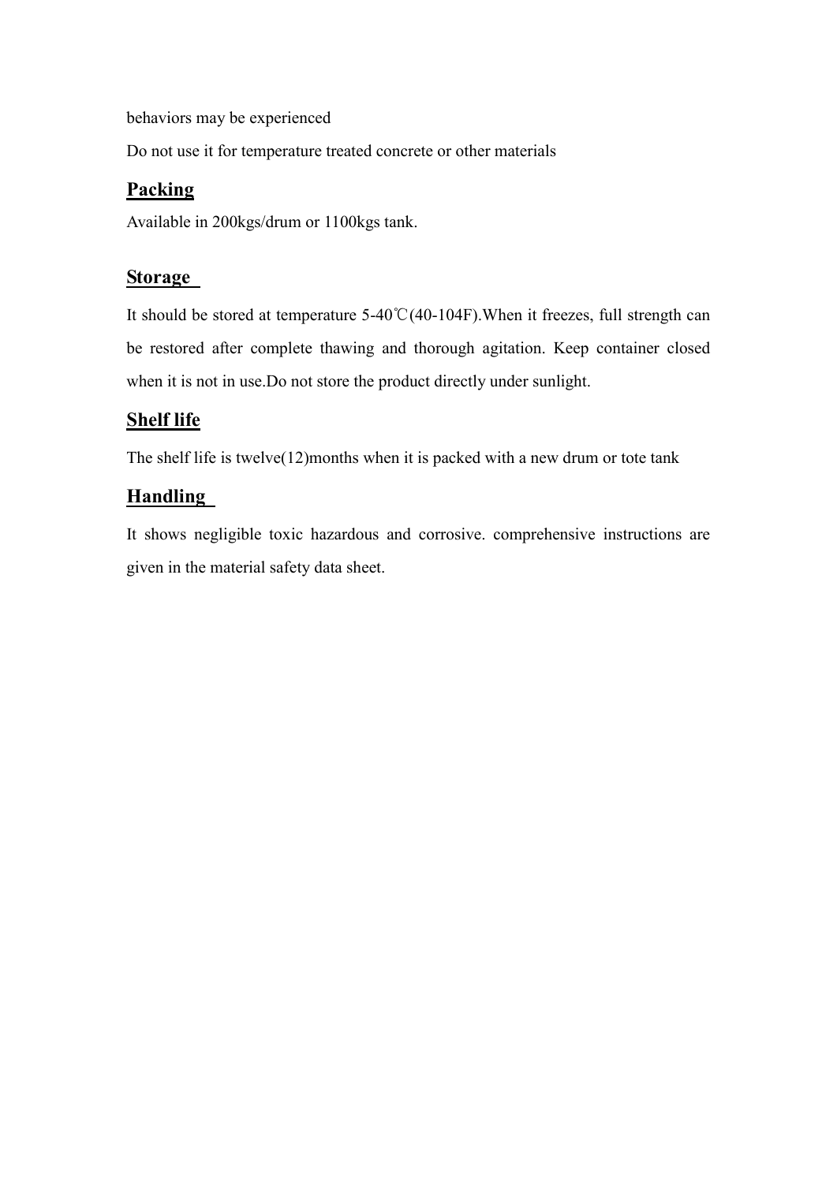behaviors may be experienced

Do not use it for temperature treated concrete or other materials

## Packing

Available in 200kgs/drum or 1100kgs tank.

## Storage

It should be stored at temperature 5-40℃(40-104F).When it freezes, full strength can be restored after complete thawing and thorough agitation. Keep container closed when it is not in use.Do not store the product directly under sunlight.

## Shelf life

The shelf life is twelve(12)months when it is packed with a new drum or tote tank

## Handling

It shows negligible toxic hazardous and corrosive. comprehensive instructions are given in the material safety data sheet.